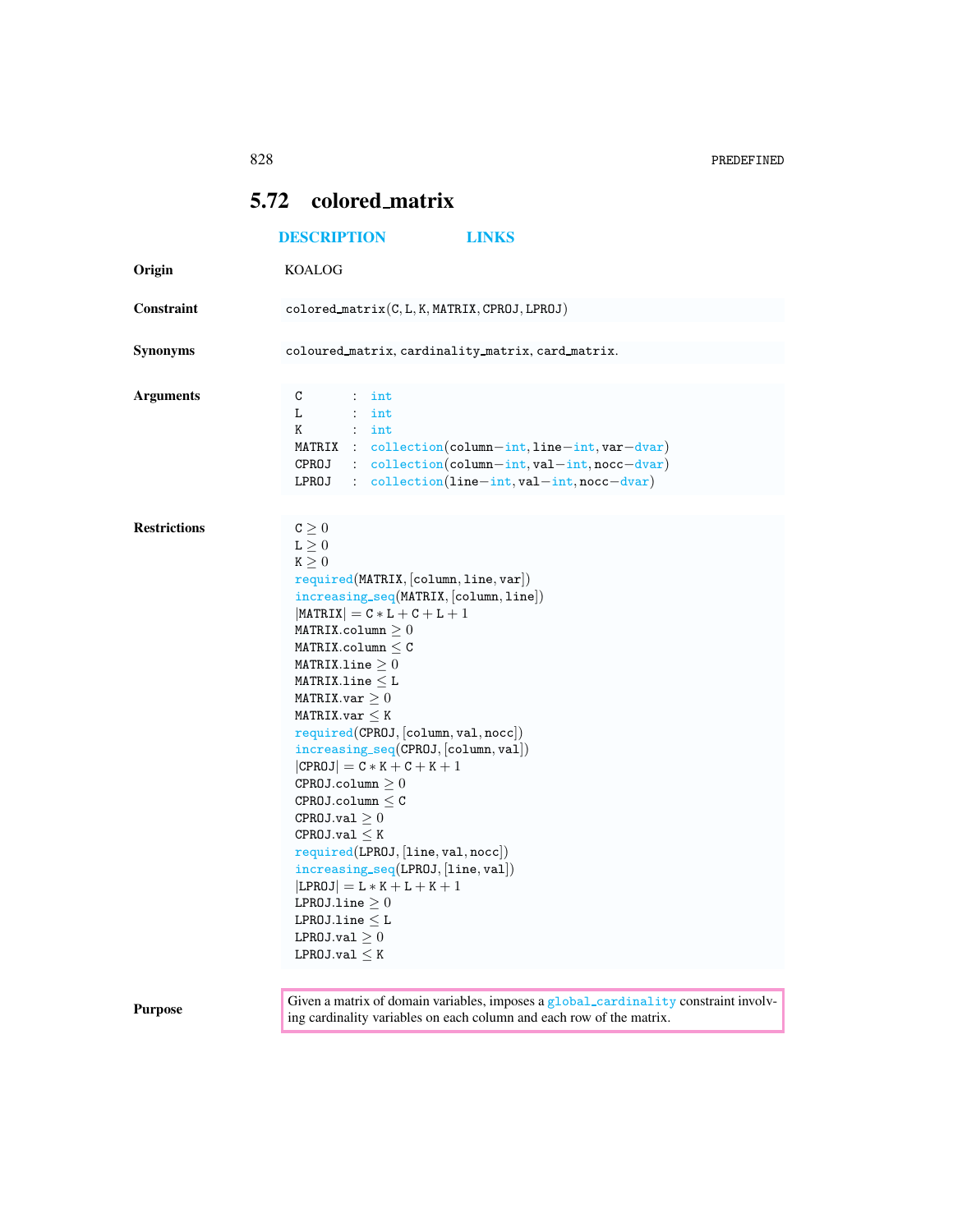## 5.72 colored_matrix

DESCRIPTION LINKS

**Origin**

KOALOG

**Constraint**

colored_matrix(C, L, K, MATRIX, CPROJ, LPROJ)

**Synonyms**

coloured_matrix, cardinality_matrix, card_matrix.

**Arguments**

```
C      : int
L      : int
K      : int
MATRIX : collection(column-int, line-int, var-dvar)
CPROJ  : collection(column-int, val-int, nocc-dvar)
LPROJ  : collection(line-int, val-int, nocc-dvar)
```

**Restrictions**

$C \geq 0$
$L \geq 0$
$K \geq 0$
required(MATRIX, [column, line, var])
increasing_seq(MATRIX, [column, line])
$|MATRIX| = C * L + C + L + 1$
MATRIX.column $\geq 0$
MATRIX.column $\leq$ C
MATRIX.line $\geq 0$
MATRIX.line $\leq$ L
MATRIX.var $\geq 0$
MATRIX.var $\leq$ K
required(CPROJ, [column, val, nocc])
increasing_seq(CPROJ, [column, val])
$|CPROJ| = C * K + C + K + 1$
CPROJ.column $\geq 0$
CPROJ.column $\leq$ C
CPROJ.val $\geq 0$
CPROJ.val $\leq$ K
required(LPROJ, [line, val, nocc])
increasing_seq(LPROJ, [line, val])
$|LPROJ| = L * K + L + K + 1$
LPROJ.line $\geq 0$
LPROJ.line $\leq$ L
LPROJ.val $\geq 0$
LPROJ.val $\leq$ K

**Purpose**

Given a matrix of domain variables, imposes a global_cardinality constraint involving cardinality variables on each column and each row of the matrix.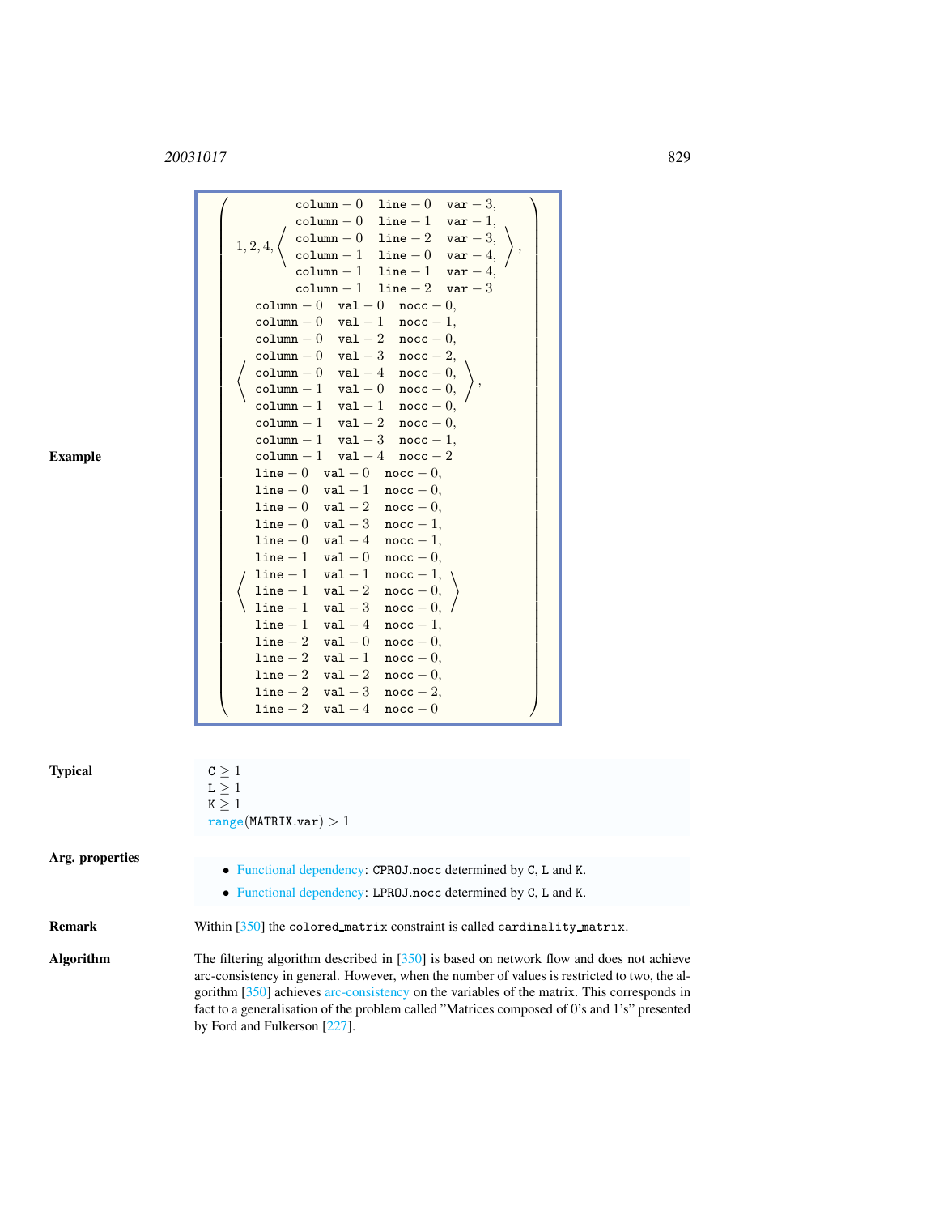**Example**

$$
\left(\begin{array}{l}
1, 2, 4, \left\langle\begin{array}{lll}
\texttt{column}-0 & \texttt{line}-0 & \texttt{var}-3, \\
\texttt{column}-0 & \texttt{line}-1 & \texttt{var}-1, \\
\texttt{column}-0 & \texttt{line}-2 & \texttt{var}-3, \\
\texttt{column}-1 & \texttt{line}-0 & \texttt{var}-4, \\
\texttt{column}-1 & \texttt{line}-1 & \texttt{var}-4, \\
\texttt{column}-1 & \texttt{line}-2 & \texttt{var}-3
\end{array}\right\rangle, \\
\left\langle\begin{array}{lll}
\texttt{column}-0 & \texttt{val}-0 & \texttt{nocc}-0, \\
\texttt{column}-0 & \texttt{val}-1 & \texttt{nocc}-1, \\
\texttt{column}-0 & \texttt{val}-2 & \texttt{nocc}-0, \\
\texttt{column}-0 & \texttt{val}-3 & \texttt{nocc}-2, \\
\texttt{column}-0 & \texttt{val}-4 & \texttt{nocc}-0, \\
\texttt{column}-1 & \texttt{val}-0 & \texttt{nocc}-0, \\
\texttt{column}-1 & \texttt{val}-1 & \texttt{nocc}-0, \\
\texttt{column}-1 & \texttt{val}-2 & \texttt{nocc}-0, \\
\texttt{column}-1 & \texttt{val}-3 & \texttt{nocc}-1, \\
\texttt{column}-1 & \texttt{val}-4 & \texttt{nocc}-2
\end{array}\right\rangle, \\
\left\langle\begin{array}{lll}
\texttt{line}-0 & \texttt{val}-0 & \texttt{nocc}-0, \\
\texttt{line}-0 & \texttt{val}-1 & \texttt{nocc}-0, \\
\texttt{line}-0 & \texttt{val}-2 & \texttt{nocc}-0, \\
\texttt{line}-0 & \texttt{val}-3 & \texttt{nocc}-1, \\
\texttt{line}-0 & \texttt{val}-4 & \texttt{nocc}-1, \\
\texttt{line}-1 & \texttt{val}-0 & \texttt{nocc}-0, \\
\texttt{line}-1 & \texttt{val}-1 & \texttt{nocc}-1, \\
\texttt{line}-1 & \texttt{val}-2 & \texttt{nocc}-0, \\
\texttt{line}-1 & \texttt{val}-3 & \texttt{nocc}-0, \\
\texttt{line}-1 & \texttt{val}-4 & \texttt{nocc}-1, \\
\texttt{line}-2 & \texttt{val}-0 & \texttt{nocc}-0, \\
\texttt{line}-2 & \texttt{val}-1 & \texttt{nocc}-0, \\
\texttt{line}-2 & \texttt{val}-2 & \texttt{nocc}-0, \\
\texttt{line}-2 & \texttt{val}-3 & \texttt{nocc}-2, \\
\texttt{line}-2 & \texttt{val}-4 & \texttt{nocc}-0
\end{array}\right\rangle
\end{array}\right)
$$

**Typical**

$\texttt{C} \geq 1$
$\texttt{L} \geq 1$
$\texttt{K} \geq 1$
$\text{range}(\texttt{MATRIX.var}) > 1$

**Arg. properties**

- Functional dependency: CPROJ.nocc determined by C, L and K.
- Functional dependency: LPROJ.nocc determined by C, L and K.

**Remark**

Within [350] the colored_matrix constraint is called cardinality_matrix.

**Algorithm**

The filtering algorithm described in [350] is based on network flow and does not achieve arc-consistency in general. However, when the number of values is restricted to two, the algorithm [350] achieves arc-consistency on the variables of the matrix. This corresponds in fact to a generalisation of the problem called "Matrices composed of 0's and 1's" presented by Ford and Fulkerson [227].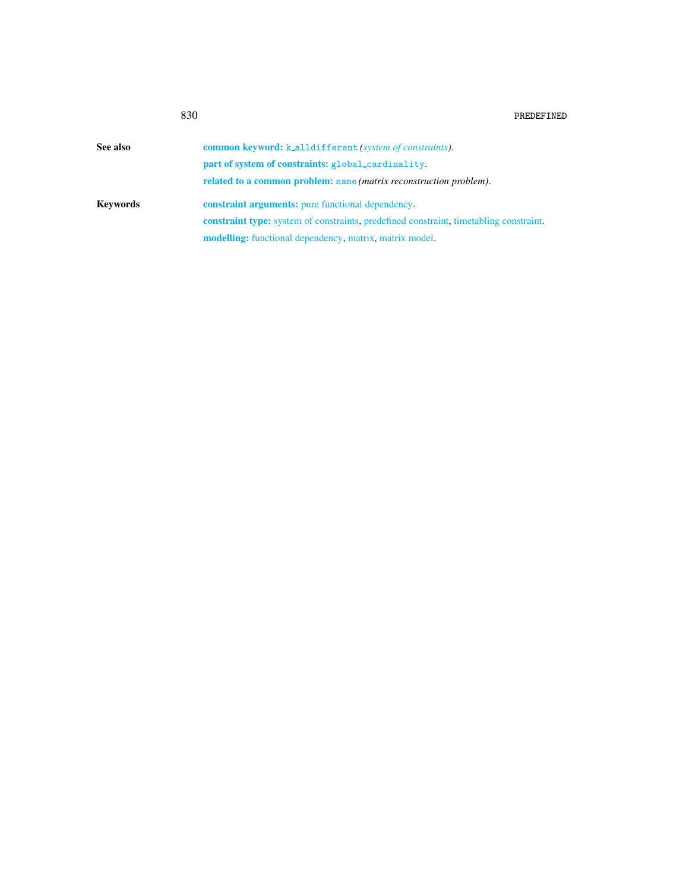**See also**

**common keyword:** k_alldifferent *(system of constraints)*.

**part of system of constraints:** global_cardinality.

**related to a common problem:** same *(matrix reconstruction problem)*.

**Keywords**

**constraint arguments:** pure functional dependency.

**constraint type:** system of constraints, predefined constraint, timetabling constraint.

**modelling:** functional dependency, matrix, matrix model.